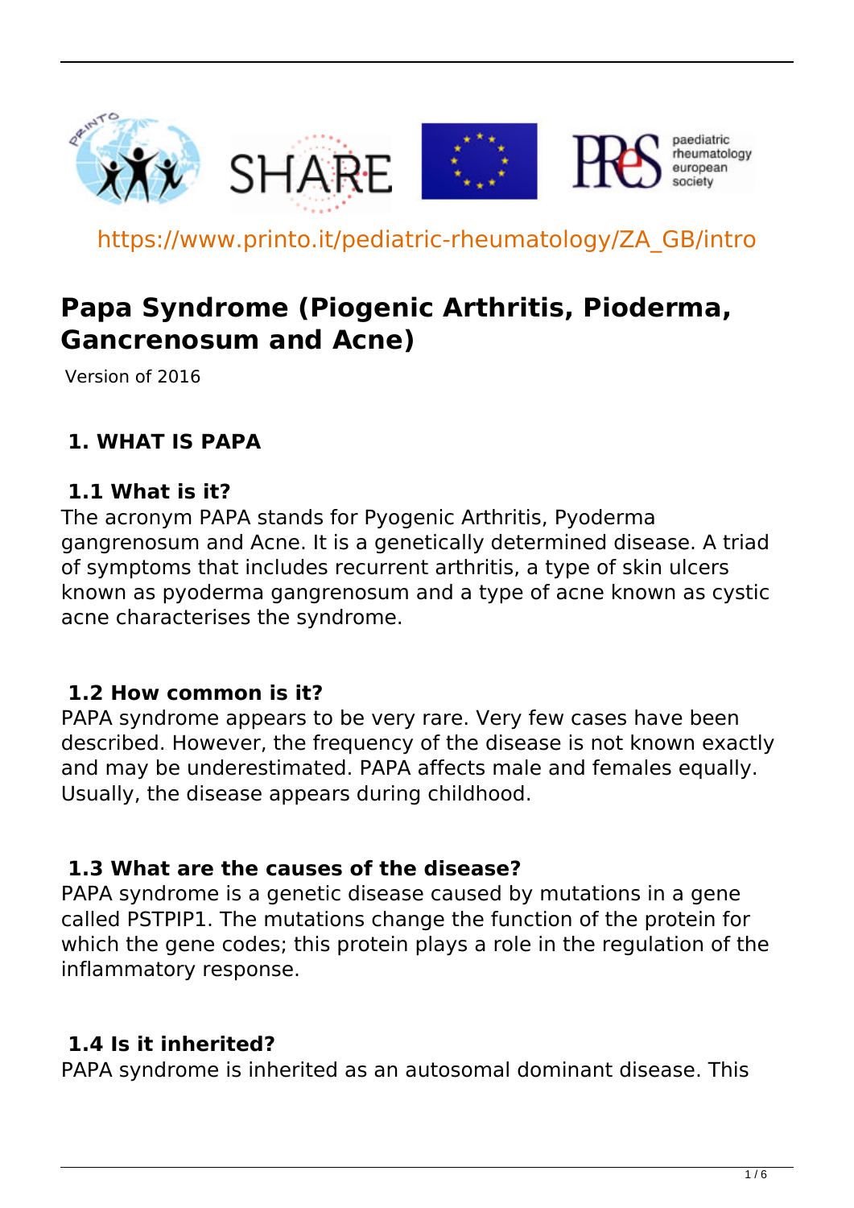https://www.printo.it/pediatric-rheumatology/ZA_GB/intro

# Papa Syndrome (Piogenic Arthritis, Pioderma, Gancrenosum and Acne)

Version of 2016

## 1. WHAT IS PAPA

### 1.1 What is it?

The acronym PAPA stands for Pyogenic Arthritis, Pyoderma gangrenosum and Acne. It is a genetically determined disease. A triad of symptoms that includes recurrent arthritis, a type of skin ulcers known as pyoderma gangrenosum and a type of acne known as cystic acne characterises the syndrome.

### 1.2 How common is it?

PAPA syndrome appears to be very rare. Very few cases have been described. However, the frequency of the disease is not known exactly and may be underestimated. PAPA affects male and females equally. Usually, the disease appears during childhood.

### 1.3 What are the causes of the disease?

PAPA syndrome is a genetic disease caused by mutations in a gene called PSTPIP1. The mutations change the function of the protein for which the gene codes; this protein plays a role in the regulation of the inflammatory response.

### 1.4 Is it inherited?

PAPA syndrome is inherited as an autosomal dominant disease. This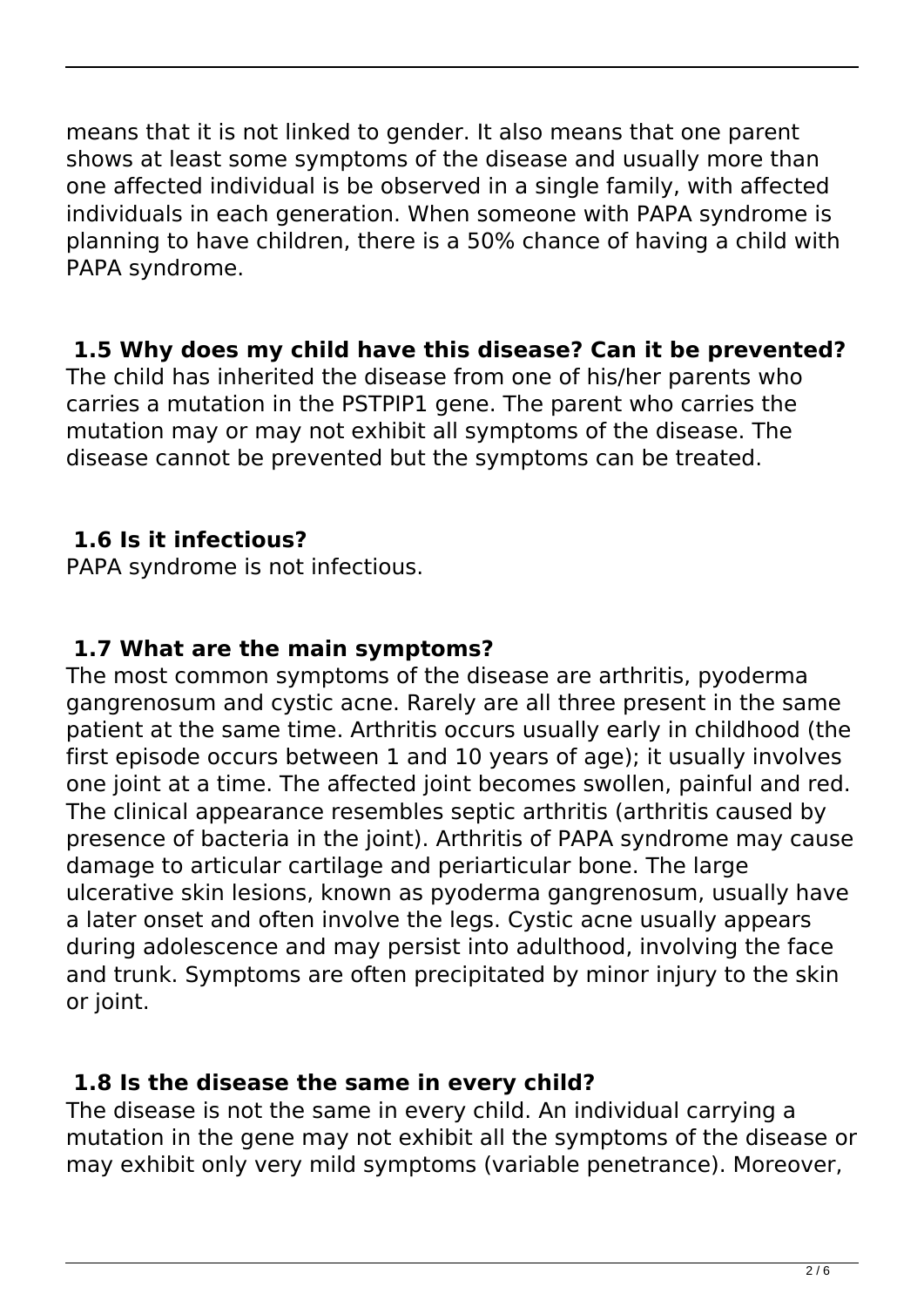means that it is not linked to gender. It also means that one parent shows at least some symptoms of the disease and usually more than one affected individual is be observed in a single family, with affected individuals in each generation. When someone with PAPA syndrome is planning to have children, there is a 50% chance of having a child with PAPA syndrome.

### 1.5 Why does my child have this disease? Can it be prevented?

The child has inherited the disease from one of his/her parents who carries a mutation in the PSTPIP1 gene. The parent who carries the mutation may or may not exhibit all symptoms of the disease. The disease cannot be prevented but the symptoms can be treated.

### 1.6 Is it infectious?

PAPA syndrome is not infectious.

### 1.7 What are the main symptoms?

The most common symptoms of the disease are arthritis, pyoderma gangrenosum and cystic acne. Rarely are all three present in the same patient at the same time. Arthritis occurs usually early in childhood (the first episode occurs between 1 and 10 years of age); it usually involves one joint at a time. The affected joint becomes swollen, painful and red. The clinical appearance resembles septic arthritis (arthritis caused by presence of bacteria in the joint). Arthritis of PAPA syndrome may cause damage to articular cartilage and periarticular bone. The large ulcerative skin lesions, known as pyoderma gangrenosum, usually have a later onset and often involve the legs. Cystic acne usually appears during adolescence and may persist into adulthood, involving the face and trunk. Symptoms are often precipitated by minor injury to the skin or joint.

### 1.8 Is the disease the same in every child?

The disease is not the same in every child. An individual carrying a mutation in the gene may not exhibit all the symptoms of the disease or may exhibit only very mild symptoms (variable penetrance). Moreover,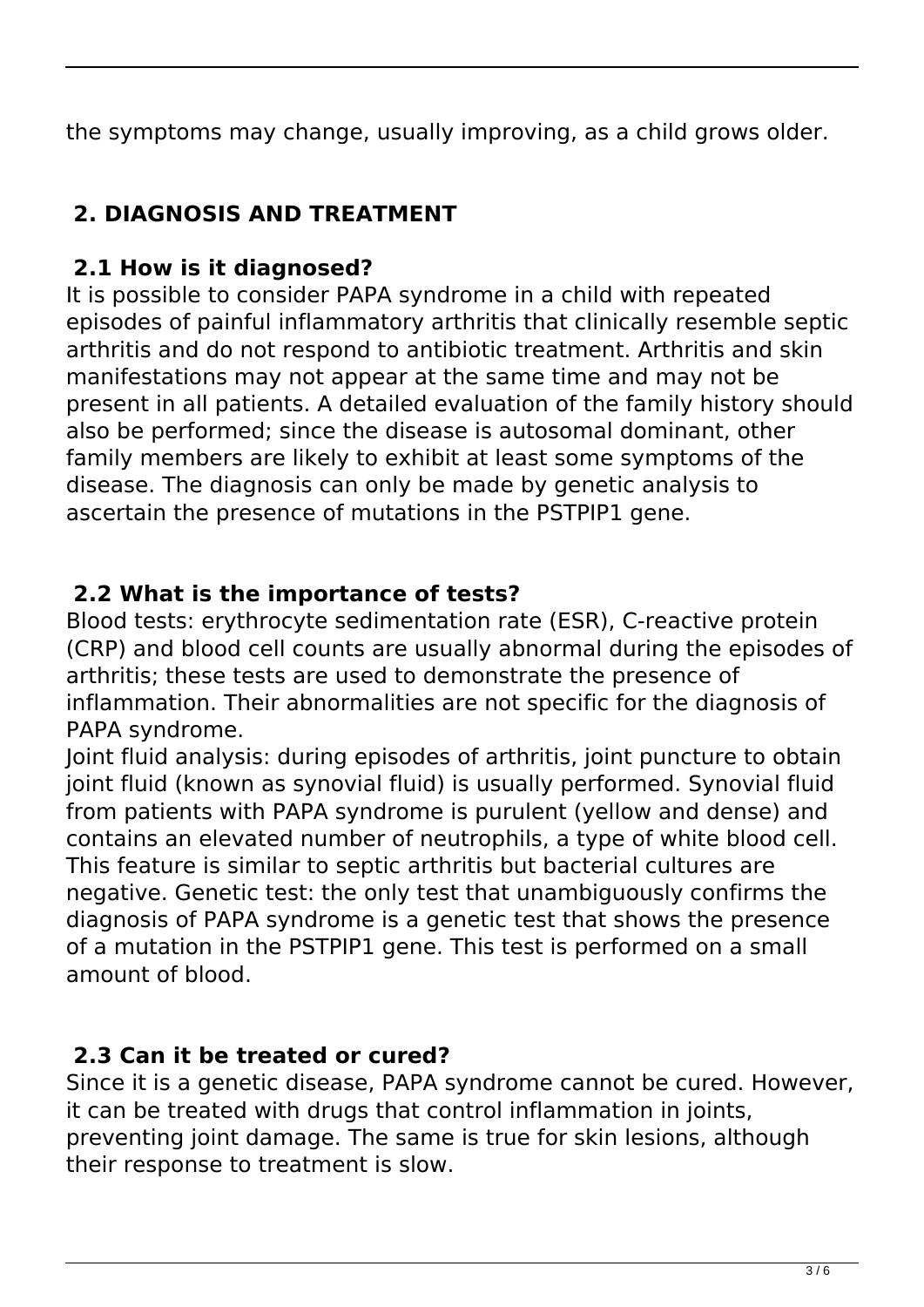the symptoms may change, usually improving, as a child grows older.

## 2. DIAGNOSIS AND TREATMENT

### 2.1 How is it diagnosed?

It is possible to consider PAPA syndrome in a child with repeated episodes of painful inflammatory arthritis that clinically resemble septic arthritis and do not respond to antibiotic treatment. Arthritis and skin manifestations may not appear at the same time and may not be present in all patients. A detailed evaluation of the family history should also be performed; since the disease is autosomal dominant, other family members are likely to exhibit at least some symptoms of the disease. The diagnosis can only be made by genetic analysis to ascertain the presence of mutations in the PSTPIP1 gene.

### 2.2 What is the importance of tests?

Blood tests: erythrocyte sedimentation rate (ESR), C-reactive protein (CRP) and blood cell counts are usually abnormal during the episodes of arthritis; these tests are used to demonstrate the presence of inflammation. Their abnormalities are not specific for the diagnosis of PAPA syndrome.

Joint fluid analysis: during episodes of arthritis, joint puncture to obtain joint fluid (known as synovial fluid) is usually performed. Synovial fluid from patients with PAPA syndrome is purulent (yellow and dense) and contains an elevated number of neutrophils, a type of white blood cell. This feature is similar to septic arthritis but bacterial cultures are negative. Genetic test: the only test that unambiguously confirms the diagnosis of PAPA syndrome is a genetic test that shows the presence of a mutation in the PSTPIP1 gene. This test is performed on a small amount of blood.

### 2.3 Can it be treated or cured?

Since it is a genetic disease, PAPA syndrome cannot be cured. However, it can be treated with drugs that control inflammation in joints, preventing joint damage. The same is true for skin lesions, although their response to treatment is slow.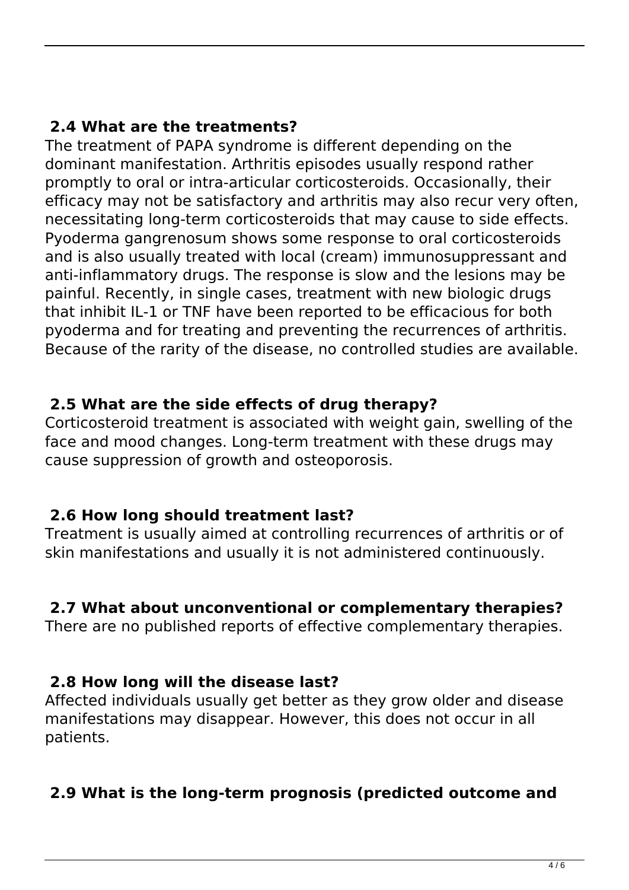## 2.4 What are the treatments?

The treatment of PAPA syndrome is different depending on the dominant manifestation. Arthritis episodes usually respond rather promptly to oral or intra-articular corticosteroids. Occasionally, their efficacy may not be satisfactory and arthritis may also recur very often, necessitating long-term corticosteroids that may cause to side effects. Pyoderma gangrenosum shows some response to oral corticosteroids and is also usually treated with local (cream) immunosuppressant and anti-inflammatory drugs. The response is slow and the lesions may be painful. Recently, in single cases, treatment with new biologic drugs that inhibit IL-1 or TNF have been reported to be efficacious for both pyoderma and for treating and preventing the recurrences of arthritis. Because of the rarity of the disease, no controlled studies are available.

## 2.5 What are the side effects of drug therapy?

Corticosteroid treatment is associated with weight gain, swelling of the face and mood changes. Long-term treatment with these drugs may cause suppression of growth and osteoporosis.

## 2.6 How long should treatment last?

Treatment is usually aimed at controlling recurrences of arthritis or of skin manifestations and usually it is not administered continuously.

## 2.7 What about unconventional or complementary therapies?

There are no published reports of effective complementary therapies.

## 2.8 How long will the disease last?

Affected individuals usually get better as they grow older and disease manifestations may disappear. However, this does not occur in all patients.

## 2.9 What is the long-term prognosis (predicted outcome and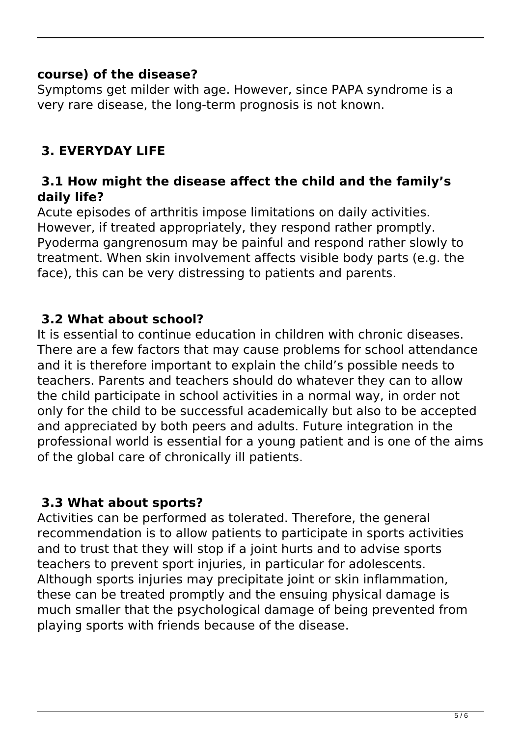**course) of the disease?**

Symptoms get milder with age. However, since PAPA syndrome is a very rare disease, the long-term prognosis is not known.

## 3. EVERYDAY LIFE

### 3.1 How might the disease affect the child and the family's daily life?

Acute episodes of arthritis impose limitations on daily activities. However, if treated appropriately, they respond rather promptly. Pyoderma gangrenosum may be painful and respond rather slowly to treatment. When skin involvement affects visible body parts (e.g. the face), this can be very distressing to patients and parents.

### 3.2 What about school?

It is essential to continue education in children with chronic diseases. There are a few factors that may cause problems for school attendance and it is therefore important to explain the child's possible needs to teachers. Parents and teachers should do whatever they can to allow the child participate in school activities in a normal way, in order not only for the child to be successful academically but also to be accepted and appreciated by both peers and adults. Future integration in the professional world is essential for a young patient and is one of the aims of the global care of chronically ill patients.

### 3.3 What about sports?

Activities can be performed as tolerated. Therefore, the general recommendation is to allow patients to participate in sports activities and to trust that they will stop if a joint hurts and to advise sports teachers to prevent sport injuries, in particular for adolescents. Although sports injuries may precipitate joint or skin inflammation, these can be treated promptly and the ensuing physical damage is much smaller that the psychological damage of being prevented from playing sports with friends because of the disease.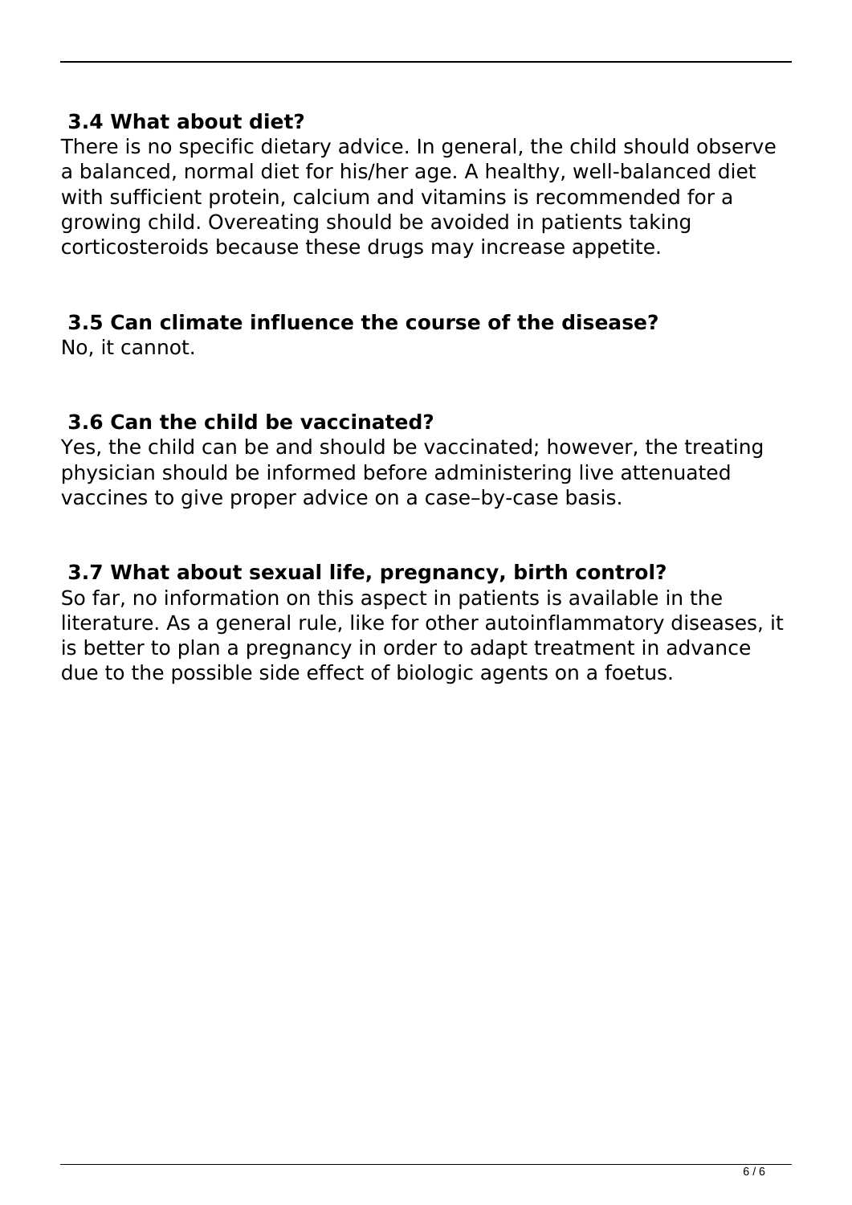### 3.4 What about diet?

There is no specific dietary advice. In general, the child should observe a balanced, normal diet for his/her age. A healthy, well-balanced diet with sufficient protein, calcium and vitamins is recommended for a growing child. Overeating should be avoided in patients taking corticosteroids because these drugs may increase appetite.

### 3.5 Can climate influence the course of the disease?

No, it cannot.

### 3.6 Can the child be vaccinated?

Yes, the child can be and should be vaccinated; however, the treating physician should be informed before administering live attenuated vaccines to give proper advice on a case–by-case basis.

### 3.7 What about sexual life, pregnancy, birth control?

So far, no information on this aspect in patients is available in the literature. As a general rule, like for other autoinflammatory diseases, it is better to plan a pregnancy in order to adapt treatment in advance due to the possible side effect of biologic agents on a foetus.